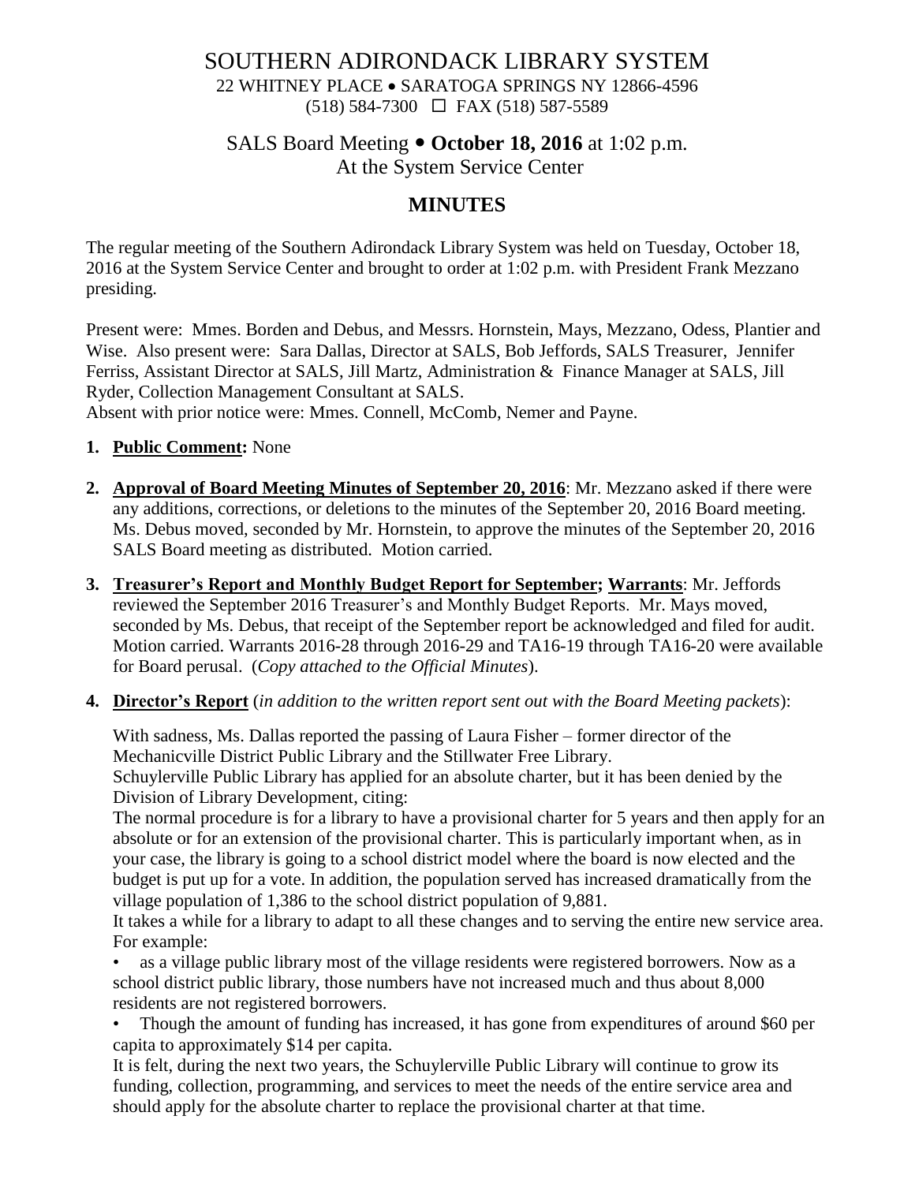# SOUTHERN ADIRONDACK LIBRARY SYSTEM

22 WHITNEY PLACE • SARATOGA SPRINGS NY 12866-4596
(518) 584-7300 ☐ FAX (518) 587-5589

## SALS Board Meeting • **October 18, 2016** at 1:02 p.m.
At the System Service Center

## MINUTES

The regular meeting of the Southern Adirondack Library System was held on Tuesday, October 18, 2016 at the System Service Center and brought to order at 1:02 p.m. with President Frank Mezzano presiding.

Present were: Mmes. Borden and Debus, and Messrs. Hornstein, Mays, Mezzano, Odess, Plantier and Wise. Also present were: Sara Dallas, Director at SALS, Bob Jeffords, SALS Treasurer, Jennifer Ferriss, Assistant Director at SALS, Jill Martz, Administration & Finance Manager at SALS, Jill Ryder, Collection Management Consultant at SALS.
Absent with prior notice were: Mmes. Connell, McComb, Nemer and Payne.

1. **Public Comment:** None

2. **Approval of Board Meeting Minutes of September 20, 2016**: Mr. Mezzano asked if there were any additions, corrections, or deletions to the minutes of the September 20, 2016 Board meeting. Ms. Debus moved, seconded by Mr. Hornstein, to approve the minutes of the September 20, 2016 SALS Board meeting as distributed. Motion carried.

3. **Treasurer's Report and Monthly Budget Report for September; Warrants**: Mr. Jeffords reviewed the September 2016 Treasurer's and Monthly Budget Reports. Mr. Mays moved, seconded by Ms. Debus, that receipt of the September report be acknowledged and filed for audit. Motion carried. Warrants 2016-28 through 2016-29 and TA16-19 through TA16-20 were available for Board perusal. (*Copy attached to the Official Minutes*).

4. **Director's Report** (*in addition to the written report sent out with the Board Meeting packets*):

   With sadness, Ms. Dallas reported the passing of Laura Fisher – former director of the Mechanicville District Public Library and the Stillwater Free Library.
   Schuylerville Public Library has applied for an absolute charter, but it has been denied by the Division of Library Development, citing:
   The normal procedure is for a library to have a provisional charter for 5 years and then apply for an absolute or for an extension of the provisional charter. This is particularly important when, as in your case, the library is going to a school district model where the board is now elected and the budget is put up for a vote. In addition, the population served has increased dramatically from the village population of 1,386 to the school district population of 9,881.
   It takes a while for a library to adapt to all these changes and to serving the entire new service area. For example:

   - as a village public library most of the village residents were registered borrowers. Now as a school district public library, those numbers have not increased much and thus about 8,000 residents are not registered borrowers.
   - Though the amount of funding has increased, it has gone from expenditures of around $60 per capita to approximately $14 per capita.

   It is felt, during the next two years, the Schuylerville Public Library will continue to grow its funding, collection, programming, and services to meet the needs of the entire service area and should apply for the absolute charter to replace the provisional charter at that time.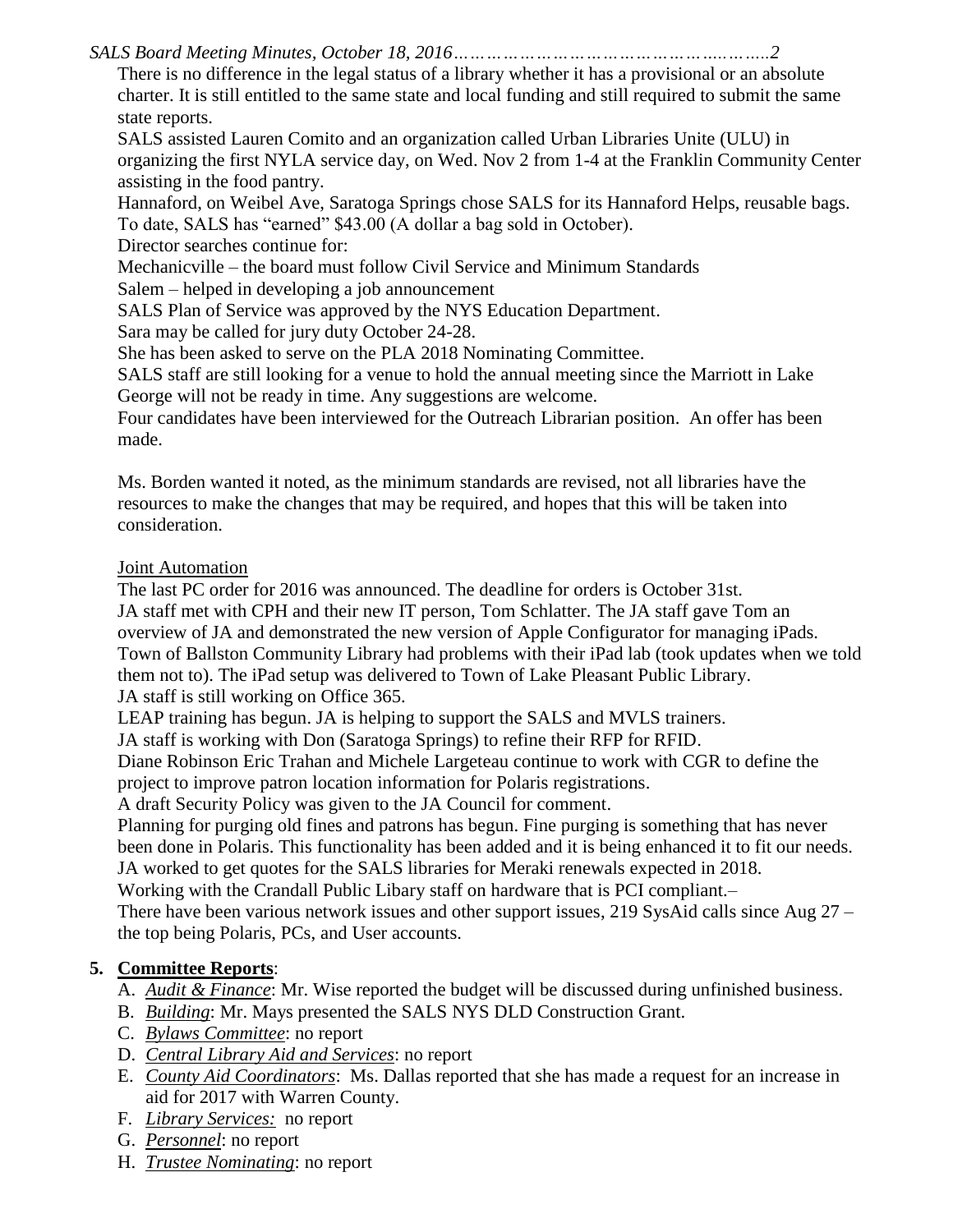There is no difference in the legal status of a library whether it has a provisional or an absolute charter. It is still entitled to the same state and local funding and still required to submit the same state reports.

SALS assisted Lauren Comito and an organization called Urban Libraries Unite (ULU) in organizing the first NYLA service day, on Wed. Nov 2 from 1-4 at the Franklin Community Center assisting in the food pantry.

Hannaford, on Weibel Ave, Saratoga Springs chose SALS for its Hannaford Helps, reusable bags. To date, SALS has "earned" $43.00 (A dollar a bag sold in October).

Director searches continue for:

Mechanicville – the board must follow Civil Service and Minimum Standards

Salem – helped in developing a job announcement

SALS Plan of Service was approved by the NYS Education Department.

Sara may be called for jury duty October 24-28.

She has been asked to serve on the PLA 2018 Nominating Committee.

SALS staff are still looking for a venue to hold the annual meeting since the Marriott in Lake George will not be ready in time. Any suggestions are welcome.

Four candidates have been interviewed for the Outreach Librarian position. An offer has been made.

Ms. Borden wanted it noted, as the minimum standards are revised, not all libraries have the resources to make the changes that may be required, and hopes that this will be taken into consideration.

Joint Automation

The last PC order for 2016 was announced. The deadline for orders is October 31st.

JA staff met with CPH and their new IT person, Tom Schlatter. The JA staff gave Tom an overview of JA and demonstrated the new version of Apple Configurator for managing iPads.

Town of Ballston Community Library had problems with their iPad lab (took updates when we told them not to). The iPad setup was delivered to Town of Lake Pleasant Public Library.

JA staff is still working on Office 365.

LEAP training has begun. JA is helping to support the SALS and MVLS trainers.

JA staff is working with Don (Saratoga Springs) to refine their RFP for RFID.

Diane Robinson Eric Trahan and Michele Largeteau continue to work with CGR to define the project to improve patron location information for Polaris registrations.

A draft Security Policy was given to the JA Council for comment.

Planning for purging old fines and patrons has begun. Fine purging is something that has never been done in Polaris. This functionality has been added and it is being enhanced it to fit our needs.

JA worked to get quotes for the SALS libraries for Meraki renewals expected in 2018.

Working with the Crandall Public Libary staff on hardware that is PCI compliant.–

There have been various network issues and other support issues, 219 SysAid calls since Aug 27 – the top being Polaris, PCs, and User accounts.

5. **Committee Reports**:

A. *Audit & Finance*: Mr. Wise reported the budget will be discussed during unfinished business.

B. *Building*: Mr. Mays presented the SALS NYS DLD Construction Grant.

C. *Bylaws Committee*: no report

D. *Central Library Aid and Services*: no report

E. *County Aid Coordinators*: Ms. Dallas reported that she has made a request for an increase in aid for 2017 with Warren County.

F. *Library Services:* no report

G. *Personnel*: no report

H. *Trustee Nominating*: no report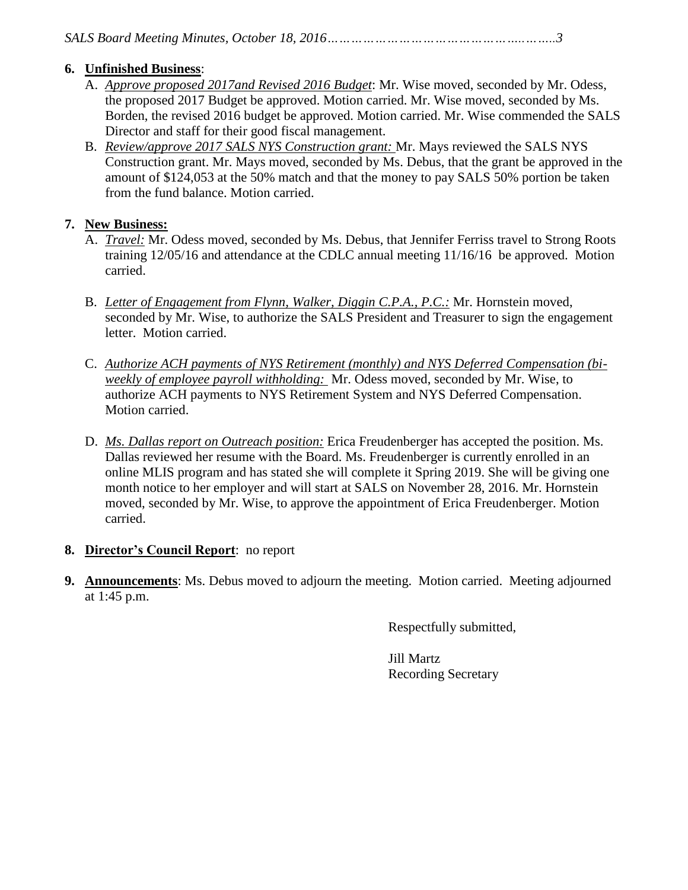**6. Unfinished Business**:

A. *Approve proposed 2017and Revised 2016 Budget*: Mr. Wise moved, seconded by Mr. Odess, the proposed 2017 Budget be approved. Motion carried. Mr. Wise moved, seconded by Ms. Borden, the revised 2016 budget be approved. Motion carried. Mr. Wise commended the SALS Director and staff for their good fiscal management.

B. *Review/approve 2017 SALS NYS Construction grant:* Mr. Mays reviewed the SALS NYS Construction grant. Mr. Mays moved, seconded by Ms. Debus, that the grant be approved in the amount of $124,053 at the 50% match and that the money to pay SALS 50% portion be taken from the fund balance. Motion carried.

**7. New Business:**

A. *Travel:* Mr. Odess moved, seconded by Ms. Debus, that Jennifer Ferriss travel to Strong Roots training 12/05/16 and attendance at the CDLC annual meeting 11/16/16 be approved. Motion carried.

B. *Letter of Engagement from Flynn, Walker, Diggin C.P.A., P.C.:* Mr. Hornstein moved, seconded by Mr. Wise, to authorize the SALS President and Treasurer to sign the engagement letter. Motion carried.

C. *Authorize ACH payments of NYS Retirement (monthly) and NYS Deferred Compensation (bi-weekly of employee payroll withholding:* Mr. Odess moved, seconded by Mr. Wise, to authorize ACH payments to NYS Retirement System and NYS Deferred Compensation. Motion carried.

D. *Ms. Dallas report on Outreach position:* Erica Freudenberger has accepted the position. Ms. Dallas reviewed her resume with the Board. Ms. Freudenberger is currently enrolled in an online MLIS program and has stated she will complete it Spring 2019. She will be giving one month notice to her employer and will start at SALS on November 28, 2016. Mr. Hornstein moved, seconded by Mr. Wise, to approve the appointment of Erica Freudenberger. Motion carried.

**8. Director's Council Report**: no report

**9. Announcements**: Ms. Debus moved to adjourn the meeting. Motion carried. Meeting adjourned at 1:45 p.m.

Respectfully submitted,

Jill Martz
Recording Secretary